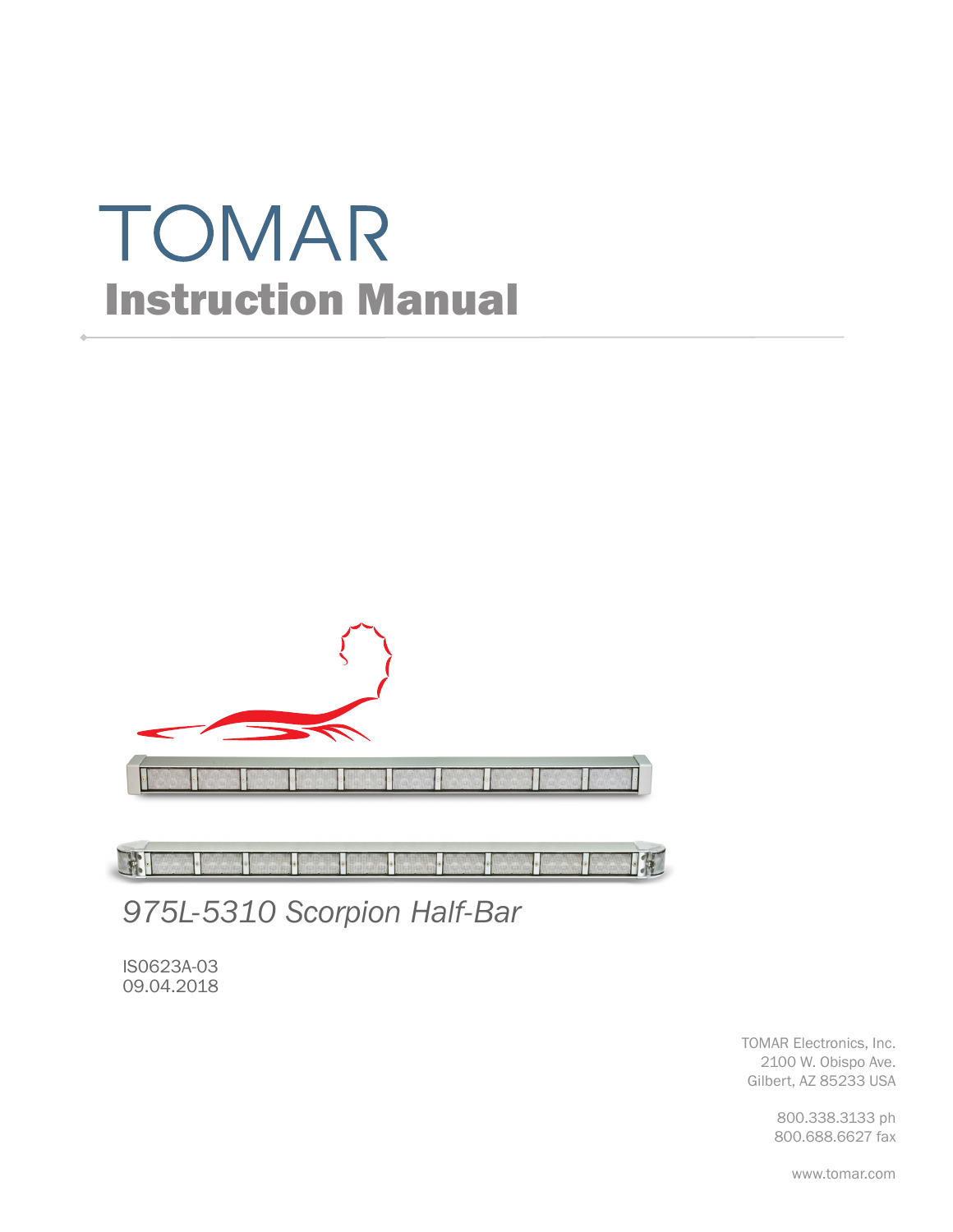# TOMAR
## Instruction Manual

*975L-5310 Scorpion Half-Bar*

IS0623A-03
09.04.2018

TOMAR Electronics, Inc.
2100 W. Obispo Ave.
Gilbert, AZ 85233 USA

800.338.3133 ph
800.688.6627 fax

www.tomar.com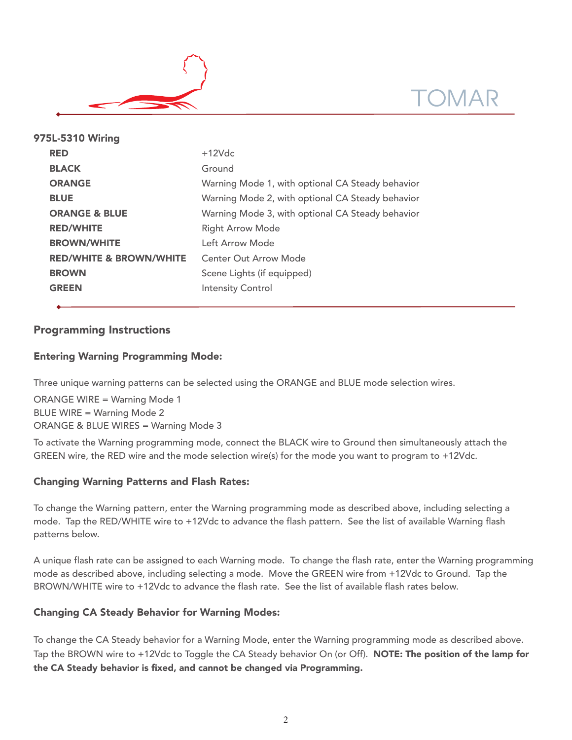## 975L-5310 Wiring

| Wire | Function |
|---|---|
| **RED** | +12Vdc |
| **BLACK** | Ground |
| **ORANGE** | Warning Mode 1, with optional CA Steady behavior |
| **BLUE** | Warning Mode 2, with optional CA Steady behavior |
| **ORANGE & BLUE** | Warning Mode 3, with optional CA Steady behavior |
| **RED/WHITE** | Right Arrow Mode |
| **BROWN/WHITE** | Left Arrow Mode |
| **RED/WHITE & BROWN/WHITE** | Center Out Arrow Mode |
| **BROWN** | Scene Lights (if equipped) |
| **GREEN** | Intensity Control |

## Programming Instructions

### Entering Warning Programming Mode:

Three unique warning patterns can be selected using the ORANGE and BLUE mode selection wires.

ORANGE WIRE = Warning Mode 1
BLUE WIRE = Warning Mode 2
ORANGE & BLUE WIRES = Warning Mode 3

To activate the Warning programming mode, connect the BLACK wire to Ground then simultaneously attach the GREEN wire, the RED wire and the mode selection wire(s) for the mode you want to program to +12Vdc.

### Changing Warning Patterns and Flash Rates:

To change the Warning pattern, enter the Warning programming mode as described above, including selecting a mode. Tap the RED/WHITE wire to +12Vdc to advance the flash pattern. See the list of available Warning flash patterns below.

A unique flash rate can be assigned to each Warning mode. To change the flash rate, enter the Warning programming mode as described above, including selecting a mode. Move the GREEN wire from +12Vdc to Ground. Tap the BROWN/WHITE wire to +12Vdc to advance the flash rate. See the list of available flash rates below.

### Changing CA Steady Behavior for Warning Modes:

To change the CA Steady behavior for a Warning Mode, enter the Warning programming mode as described above. Tap the BROWN wire to +12Vdc to Toggle the CA Steady behavior On (or Off). **NOTE: The position of the lamp for the CA Steady behavior is fixed, and cannot be changed via Programming.**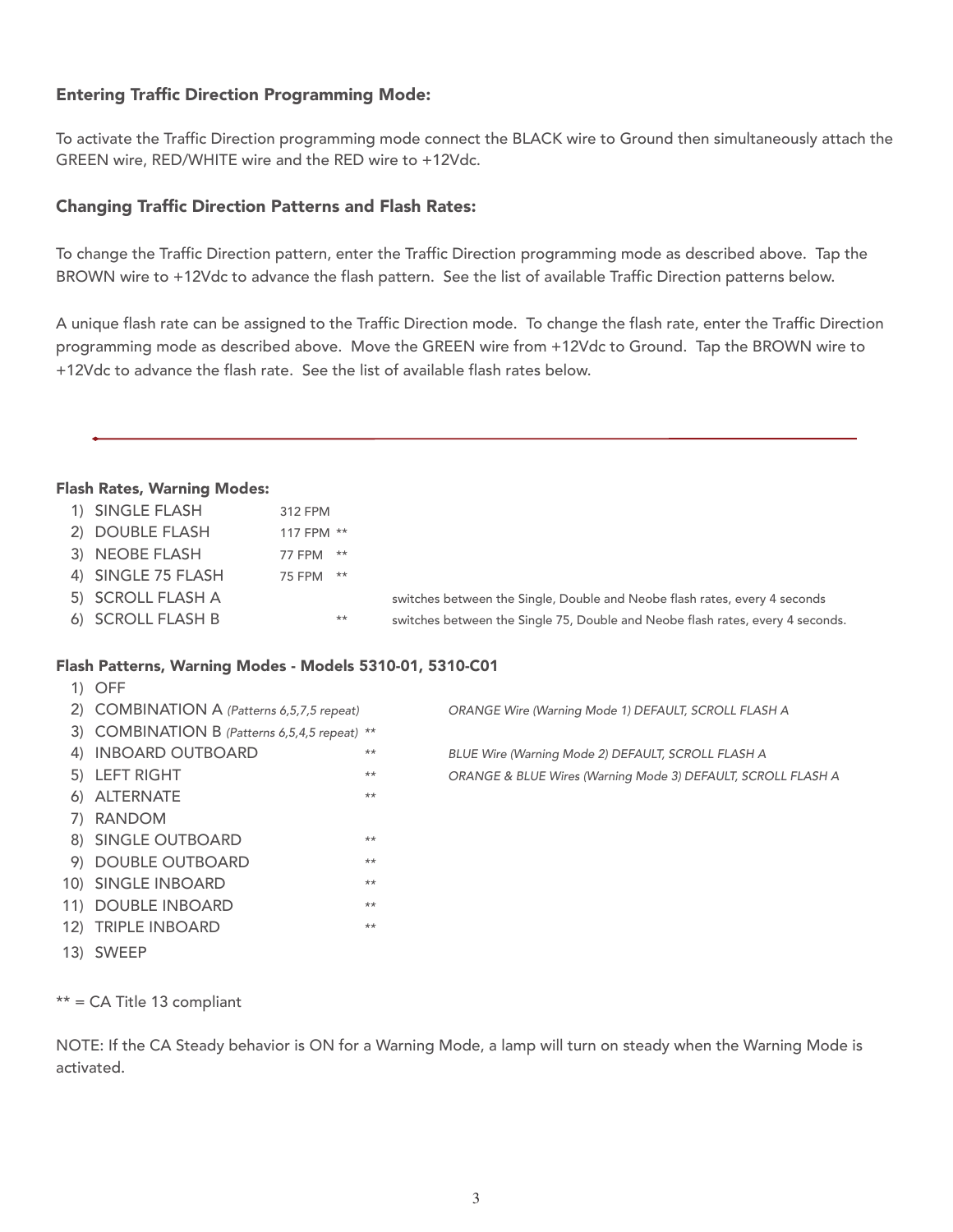### Entering Traffic Direction Programming Mode:

To activate the Traffic Direction programming mode connect the BLACK wire to Ground then simultaneously attach the GREEN wire, RED/WHITE wire and the RED wire to +12Vdc.

### Changing Traffic Direction Patterns and Flash Rates:

To change the Traffic Direction pattern, enter the Traffic Direction programming mode as described above. Tap the BROWN wire to +12Vdc to advance the flash pattern. See the list of available Traffic Direction patterns below.

A unique flash rate can be assigned to the Traffic Direction mode. To change the flash rate, enter the Traffic Direction programming mode as described above. Move the GREEN wire from +12Vdc to Ground. Tap the BROWN wire to +12Vdc to advance the flash rate. See the list of available flash rates below.

---

**Flash Rates, Warning Modes:**

1) SINGLE FLASH 312 FPM
2) DOUBLE FLASH 117 FPM **
3) NEOBE FLASH 77 FPM **
4) SINGLE 75 FLASH 75 FPM **
5) SCROLL FLASH A — switches between the Single, Double and Neobe flash rates, every 4 seconds
6) SCROLL FLASH B ** — switches between the Single 75, Double and Neobe flash rates, every 4 seconds.

**Flash Patterns, Warning Modes - Models 5310-01, 5310-C01**

1) OFF
2) COMBINATION A *(Patterns 6,5,7,5 repeat)* — *ORANGE Wire (Warning Mode 1) DEFAULT, SCROLL FLASH A*
3) COMBINATION B *(Patterns 6,5,4,5 repeat)* **
4) INBOARD OUTBOARD ** — *BLUE Wire (Warning Mode 2) DEFAULT, SCROLL FLASH A*
5) LEFT RIGHT ** — *ORANGE & BLUE Wires (Warning Mode 3) DEFAULT, SCROLL FLASH A*
6) ALTERNATE **
7) RANDOM
8) SINGLE OUTBOARD **
9) DOUBLE OUTBOARD **
10) SINGLE INBOARD **
11) DOUBLE INBOARD **
12) TRIPLE INBOARD **
13) SWEEP

** = CA Title 13 compliant

NOTE: If the CA Steady behavior is ON for a Warning Mode, a lamp will turn on steady when the Warning Mode is activated.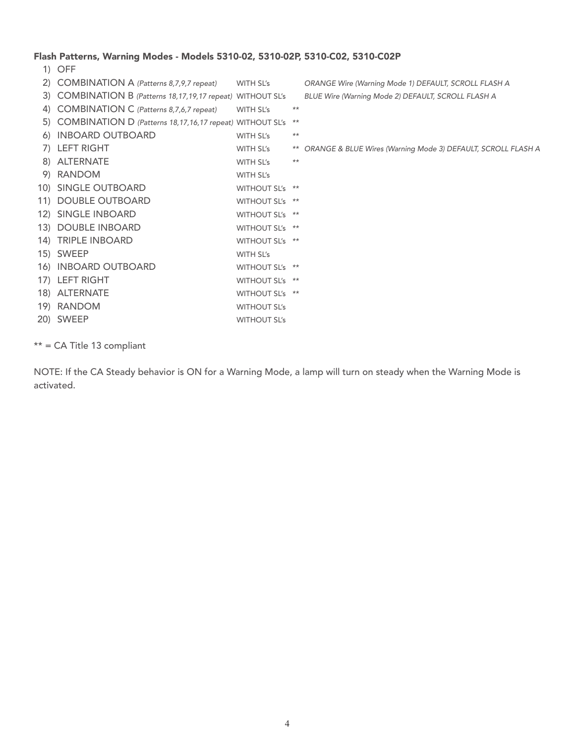### Flash Patterns, Warning Modes - Models 5310-02, 5310-02P, 5310-C02, 5310-C02P

| # | Pattern | SL's | CA | Notes |
|---|---|---|---|---|
| 1) | OFF | | | |
| 2) | COMBINATION A *(Patterns 8,7,9,7 repeat)* | WITH SL's | | *ORANGE Wire (Warning Mode 1) DEFAULT, SCROLL FLASH A* |
| 3) | COMBINATION B *(Patterns 18,17,19,17 repeat)* | WITHOUT SL's | | *BLUE Wire (Warning Mode 2) DEFAULT, SCROLL FLASH A* |
| 4) | COMBINATION C *(Patterns 8,7,6,7 repeat)* | WITH SL's | ** | |
| 5) | COMBINATION D *(Patterns 18,17,16,17 repeat)* | WITHOUT SL's | ** | |
| 6) | INBOARD OUTBOARD | WITH SL's | ** | |
| 7) | LEFT RIGHT | WITH SL's | ** | *ORANGE & BLUE Wires (Warning Mode 3) DEFAULT, SCROLL FLASH A* |
| 8) | ALTERNATE | WITH SL's | ** | |
| 9) | RANDOM | WITH SL's | | |
| 10) | SINGLE OUTBOARD | WITHOUT SL's | ** | |
| 11) | DOUBLE OUTBOARD | WITHOUT SL's | ** | |
| 12) | SINGLE INBOARD | WITHOUT SL's | ** | |
| 13) | DOUBLE INBOARD | WITHOUT SL's | ** | |
| 14) | TRIPLE INBOARD | WITHOUT SL's | ** | |
| 15) | SWEEP | WITH SL's | | |
| 16) | INBOARD OUTBOARD | WITHOUT SL's | ** | |
| 17) | LEFT RIGHT | WITHOUT SL's | ** | |
| 18) | ALTERNATE | WITHOUT SL's | ** | |
| 19) | RANDOM | WITHOUT SL's | | |
| 20) | SWEEP | WITHOUT SL's | | |

** = CA Title 13 compliant

NOTE: If the CA Steady behavior is ON for a Warning Mode, a lamp will turn on steady when the Warning Mode is activated.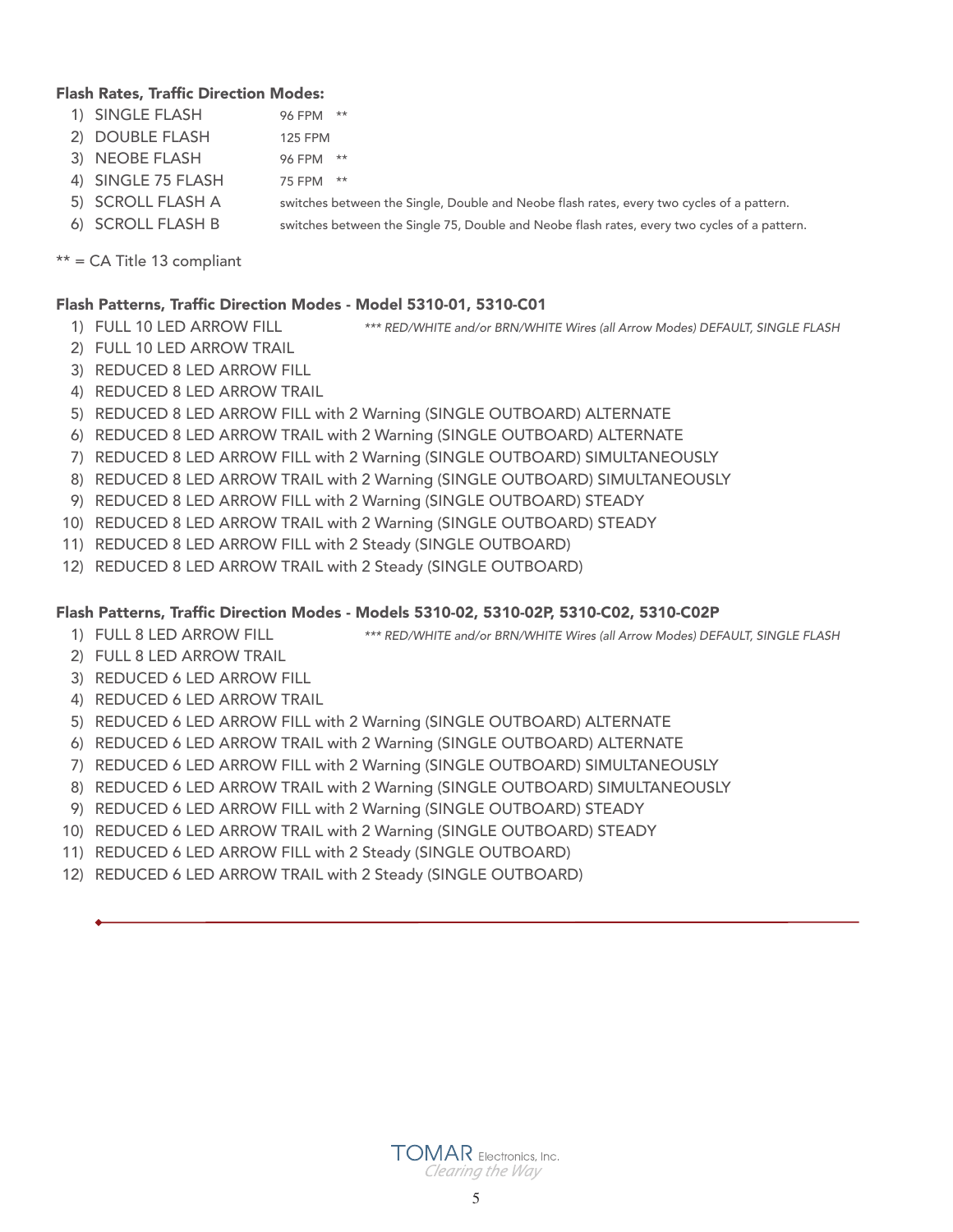### Flash Rates, Traffic Direction Modes:

1) SINGLE FLASH 96 FPM **
2) DOUBLE FLASH 125 FPM
3) NEOBE FLASH 96 FPM **
4) SINGLE 75 FLASH 75 FPM **
5) SCROLL FLASH A switches between the Single, Double and Neobe flash rates, every two cycles of a pattern.
6) SCROLL FLASH B switches between the Single 75, Double and Neobe flash rates, every two cycles of a pattern.

** = CA Title 13 compliant

### Flash Patterns, Traffic Direction Modes - Model 5310-01, 5310-C01

1) FULL 10 LED ARROW FILL *** RED/WHITE and/or BRN/WHITE Wires (all Arrow Modes) DEFAULT, SINGLE FLASH*
2) FULL 10 LED ARROW TRAIL
3) REDUCED 8 LED ARROW FILL
4) REDUCED 8 LED ARROW TRAIL
5) REDUCED 8 LED ARROW FILL with 2 Warning (SINGLE OUTBOARD) ALTERNATE
6) REDUCED 8 LED ARROW TRAIL with 2 Warning (SINGLE OUTBOARD) ALTERNATE
7) REDUCED 8 LED ARROW FILL with 2 Warning (SINGLE OUTBOARD) SIMULTANEOUSLY
8) REDUCED 8 LED ARROW TRAIL with 2 Warning (SINGLE OUTBOARD) SIMULTANEOUSLY
9) REDUCED 8 LED ARROW FILL with 2 Warning (SINGLE OUTBOARD) STEADY
10) REDUCED 8 LED ARROW TRAIL with 2 Warning (SINGLE OUTBOARD) STEADY
11) REDUCED 8 LED ARROW FILL with 2 Steady (SINGLE OUTBOARD)
12) REDUCED 8 LED ARROW TRAIL with 2 Steady (SINGLE OUTBOARD)

### Flash Patterns, Traffic Direction Modes - Models 5310-02, 5310-02P, 5310-C02, 5310-C02P

1) FULL 8 LED ARROW FILL *** RED/WHITE and/or BRN/WHITE Wires (all Arrow Modes) DEFAULT, SINGLE FLASH*
2) FULL 8 LED ARROW TRAIL
3) REDUCED 6 LED ARROW FILL
4) REDUCED 6 LED ARROW TRAIL
5) REDUCED 6 LED ARROW FILL with 2 Warning (SINGLE OUTBOARD) ALTERNATE
6) REDUCED 6 LED ARROW TRAIL with 2 Warning (SINGLE OUTBOARD) ALTERNATE
7) REDUCED 6 LED ARROW FILL with 2 Warning (SINGLE OUTBOARD) SIMULTANEOUSLY
8) REDUCED 6 LED ARROW TRAIL with 2 Warning (SINGLE OUTBOARD) SIMULTANEOUSLY
9) REDUCED 6 LED ARROW FILL with 2 Warning (SINGLE OUTBOARD) STEADY
10) REDUCED 6 LED ARROW TRAIL with 2 Warning (SINGLE OUTBOARD) STEADY
11) REDUCED 6 LED ARROW FILL with 2 Steady (SINGLE OUTBOARD)
12) REDUCED 6 LED ARROW TRAIL with 2 Steady (SINGLE OUTBOARD)